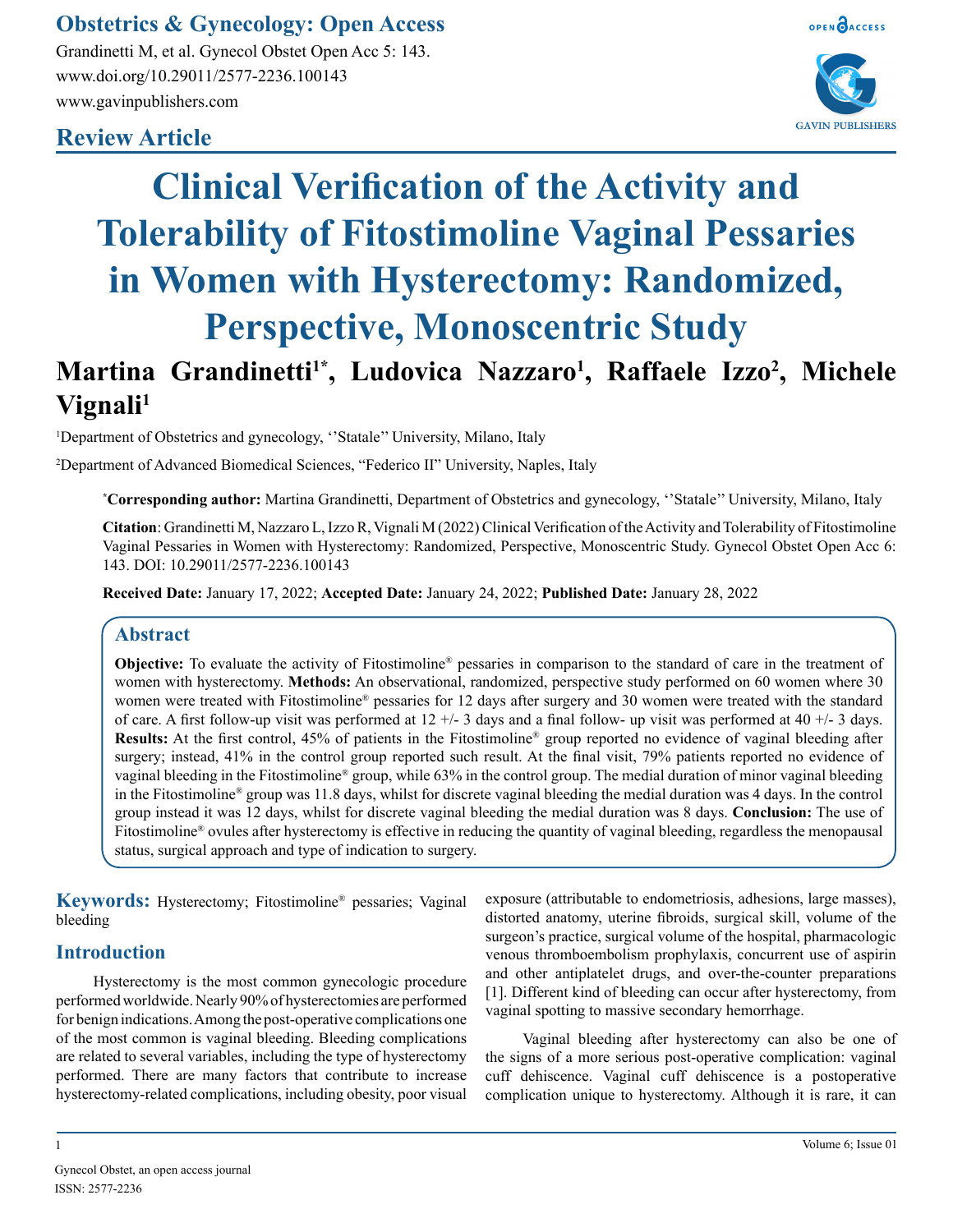**Obstetrics & Gynecology: Open Access**

Grandinetti M, et al. Gynecol Obstet Open Acc 5: 143.
www.doi.org/10.29011/2577-2236.100143
www.gavinpublishers.com

**Review Article**

# Clinical Verification of the Activity and Tolerability of Fitostimoline Vaginal Pessaries in Women with Hysterectomy: Randomized, Perspective, Monoscentric Study

**Martina Grandinetti[1*], Ludovica Nazzaro[1], Raffaele Izzo[2], Michele Vignali[1]**

[1]Department of Obstetrics and gynecology, ''Statale'' University, Milano, Italy

[2]Department of Advanced Biomedical Sciences, "Federico II" University, Naples, Italy

**\*Corresponding author:** Martina Grandinetti, Department of Obstetrics and gynecology, ''Statale'' University, Milano, Italy

**Citation**: Grandinetti M, Nazzaro L, Izzo R, Vignali M (2022) Clinical Verification of the Activity and Tolerability of Fitostimoline Vaginal Pessaries in Women with Hysterectomy: Randomized, Perspective, Monoscentric Study. Gynecol Obstet Open Acc 6: 143. DOI: 10.29011/2577-2236.100143

**Received Date:** January 17, 2022; **Accepted Date:** January 24, 2022; **Published Date:** January 28, 2022

## Abstract

**Objective:** To evaluate the activity of Fitostimoline® pessaries in comparison to the standard of care in the treatment of women with hysterectomy. **Methods:** An observational, randomized, perspective study performed on 60 women where 30 women were treated with Fitostimoline® pessaries for 12 days after surgery and 30 women were treated with the standard of care. A first follow-up visit was performed at 12 +/- 3 days and a final follow- up visit was performed at 40 +/- 3 days. **Results:** At the first control, 45% of patients in the Fitostimoline® group reported no evidence of vaginal bleeding after surgery; instead, 41% in the control group reported such result. At the final visit, 79% patients reported no evidence of vaginal bleeding in the Fitostimoline® group, while 63% in the control group. The medial duration of minor vaginal bleeding in the Fitostimoline® group was 11.8 days, whilst for discrete vaginal bleeding the medial duration was 4 days. In the control group instead it was 12 days, whilst for discrete vaginal bleeding the medial duration was 8 days. **Conclusion:** The use of Fitostimoline® ovules after hysterectomy is effective in reducing the quantity of vaginal bleeding, regardless the menopausal status, surgical approach and type of indication to surgery.

**Keywords:** Hysterectomy; Fitostimoline® pessaries; Vaginal bleeding

## Introduction

Hysterectomy is the most common gynecologic procedure performed worldwide. Nearly 90% of hysterectomies are performed for benign indications. Among the post-operative complications one of the most common is vaginal bleeding. Bleeding complications are related to several variables, including the type of hysterectomy performed. There are many factors that contribute to increase hysterectomy-related complications, including obesity, poor visual exposure (attributable to endometriosis, adhesions, large masses), distorted anatomy, uterine fibroids, surgical skill, volume of the surgeon's practice, surgical volume of the hospital, pharmacologic venous thromboembolism prophylaxis, concurrent use of aspirin and other antiplatelet drugs, and over-the-counter preparations [1]. Different kind of bleeding can occur after hysterectomy, from vaginal spotting to massive secondary hemorrhage.

Vaginal bleeding after hysterectomy can also be one of the signs of a more serious post-operative complication: vaginal cuff dehiscence. Vaginal cuff dehiscence is a postoperative complication unique to hysterectomy. Although it is rare, it can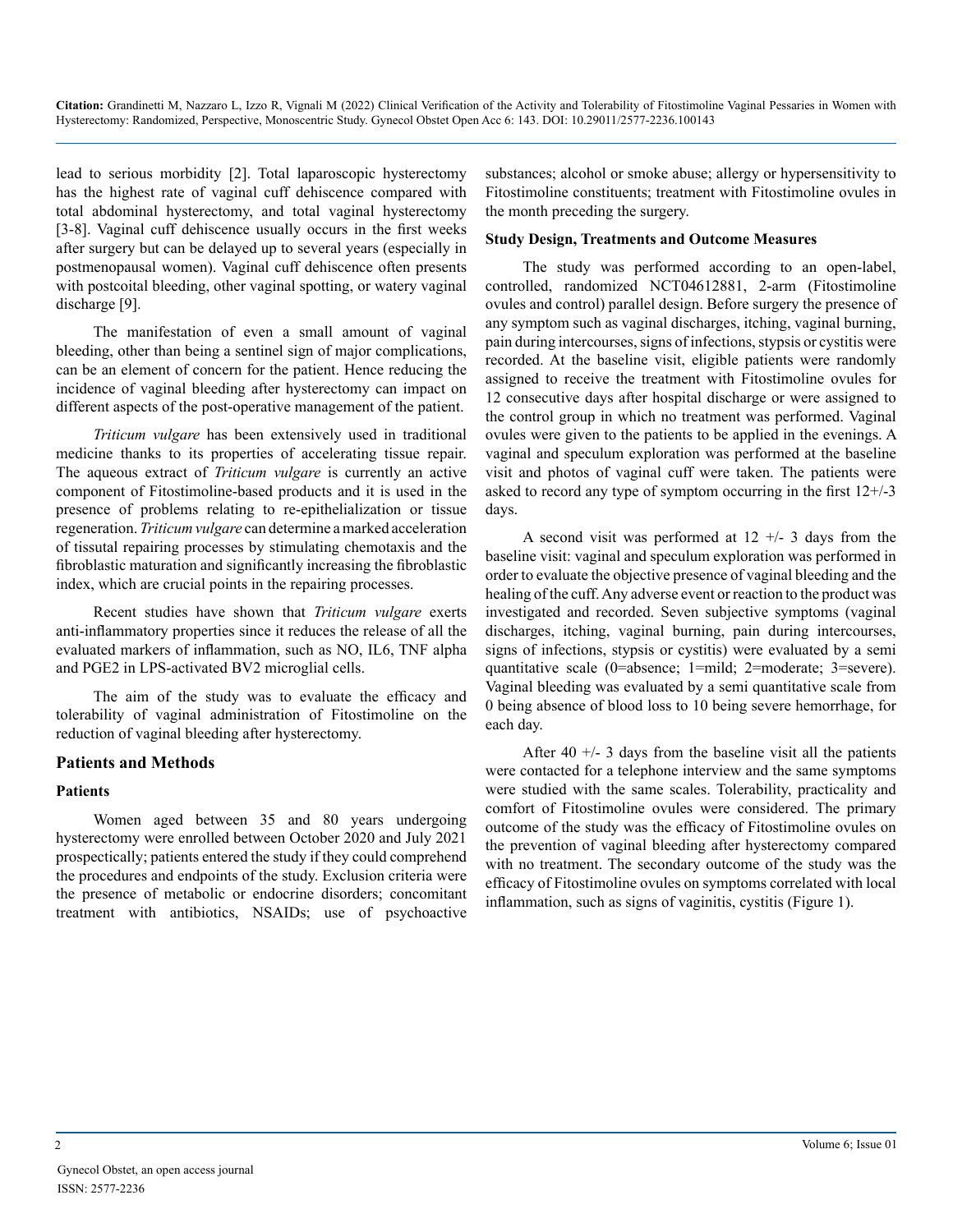lead to serious morbidity [2]. Total laparoscopic hysterectomy has the highest rate of vaginal cuff dehiscence compared with total abdominal hysterectomy, and total vaginal hysterectomy [3-8]. Vaginal cuff dehiscence usually occurs in the first weeks after surgery but can be delayed up to several years (especially in postmenopausal women). Vaginal cuff dehiscence often presents with postcoital bleeding, other vaginal spotting, or watery vaginal discharge [9].

The manifestation of even a small amount of vaginal bleeding, other than being a sentinel sign of major complications, can be an element of concern for the patient. Hence reducing the incidence of vaginal bleeding after hysterectomy can impact on different aspects of the post-operative management of the patient.

*Triticum vulgare* has been extensively used in traditional medicine thanks to its properties of accelerating tissue repair. The aqueous extract of *Triticum vulgare* is currently an active component of Fitostimoline-based products and it is used in the presence of problems relating to re-epithelialization or tissue regeneration. *Triticum vulgare* can determine a marked acceleration of tissutal repairing processes by stimulating chemotaxis and the fibroblastic maturation and significantly increasing the fibroblastic index, which are crucial points in the repairing processes.

Recent studies have shown that *Triticum vulgare* exerts anti-inflammatory properties since it reduces the release of all the evaluated markers of inflammation, such as NO, IL6, TNF alpha and PGE2 in LPS-activated BV2 microglial cells.

The aim of the study was to evaluate the efficacy and tolerability of vaginal administration of Fitostimoline on the reduction of vaginal bleeding after hysterectomy.

## Patients and Methods

### Patients

Women aged between 35 and 80 years undergoing hysterectomy were enrolled between October 2020 and July 2021 prospectically; patients entered the study if they could comprehend the procedures and endpoints of the study. Exclusion criteria were the presence of metabolic or endocrine disorders; concomitant treatment with antibiotics, NSAIDs; use of psychoactive substances; alcohol or smoke abuse; allergy or hypersensitivity to Fitostimoline constituents; treatment with Fitostimoline ovules in the month preceding the surgery.

### Study Design, Treatments and Outcome Measures

The study was performed according to an open-label, controlled, randomized NCT04612881, 2-arm (Fitostimoline ovules and control) parallel design. Before surgery the presence of any symptom such as vaginal discharges, itching, vaginal burning, pain during intercourses, signs of infections, stypsis or cystitis were recorded. At the baseline visit, eligible patients were randomly assigned to receive the treatment with Fitostimoline ovules for 12 consecutive days after hospital discharge or were assigned to the control group in which no treatment was performed. Vaginal ovules were given to the patients to be applied in the evenings. A vaginal and speculum exploration was performed at the baseline visit and photos of vaginal cuff were taken. The patients were asked to record any type of symptom occurring in the first 12+/-3 days.

A second visit was performed at 12 +/- 3 days from the baseline visit: vaginal and speculum exploration was performed in order to evaluate the objective presence of vaginal bleeding and the healing of the cuff. Any adverse event or reaction to the product was investigated and recorded. Seven subjective symptoms (vaginal discharges, itching, vaginal burning, pain during intercourses, signs of infections, stypsis or cystitis) were evaluated by a semi quantitative scale (0=absence; 1=mild; 2=moderate; 3=severe). Vaginal bleeding was evaluated by a semi quantitative scale from 0 being absence of blood loss to 10 being severe hemorrhage, for each day.

After 40 +/- 3 days from the baseline visit all the patients were contacted for a telephone interview and the same symptoms were studied with the same scales. Tolerability, practicality and comfort of Fitostimoline ovules were considered. The primary outcome of the study was the efficacy of Fitostimoline ovules on the prevention of vaginal bleeding after hysterectomy compared with no treatment. The secondary outcome of the study was the efficacy of Fitostimoline ovules on symptoms correlated with local inflammation, such as signs of vaginitis, cystitis (Figure 1).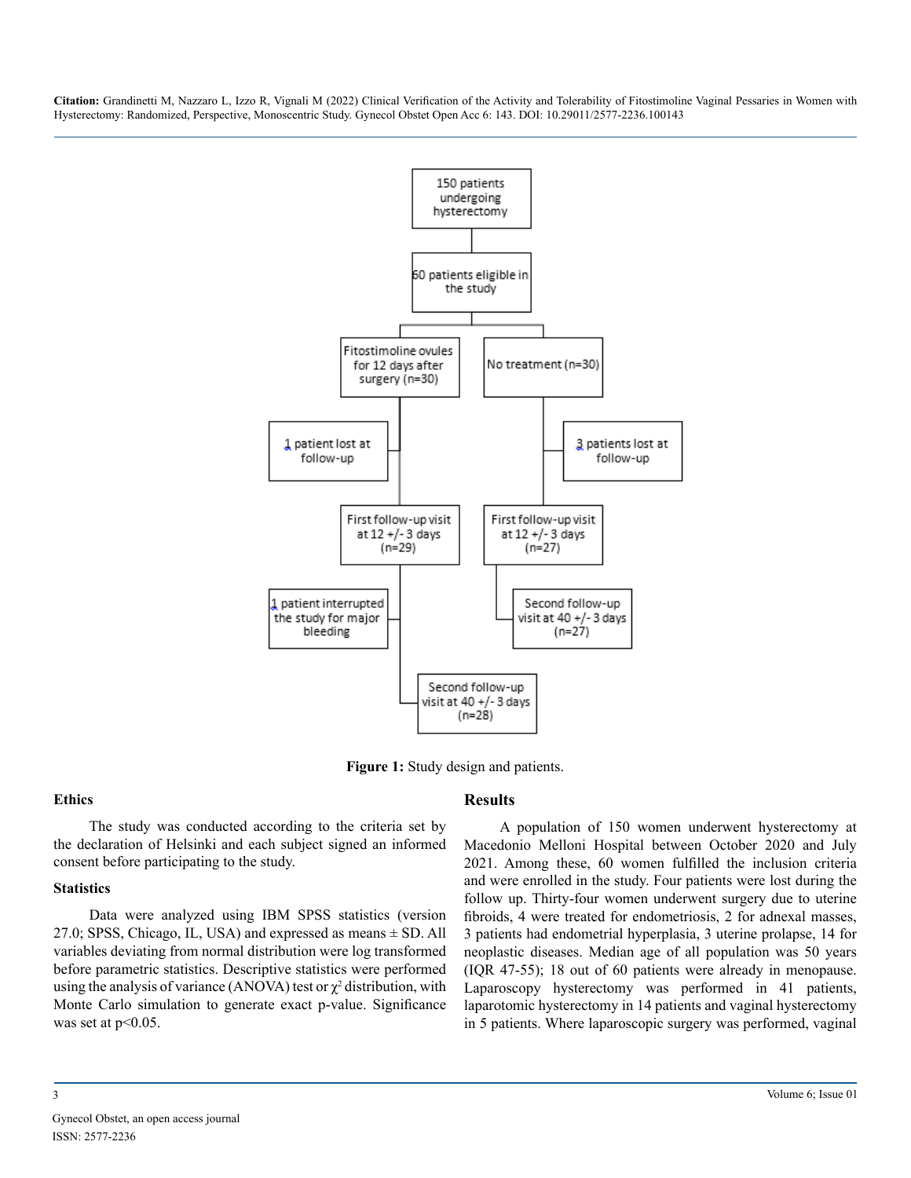150 patients undergoing hysterectomy

60 patients eligible in the study

Fitostimoline ovules for 12 days after surgery (n=30)

No treatment (n=30)

1 patient lost at follow-up

3 patients lost at follow-up

First follow-up visit at 12 +/- 3 days (n=29)

First follow-up visit at 12 +/- 3 days (n=27)

1 patient interrupted the study for major bleeding

Second follow-up visit at 40 +/- 3 days (n=27)

Second follow-up visit at 40 +/- 3 days (n=28)

**Figure 1:** Study design and patients.

### Ethics

The study was conducted according to the criteria set by the declaration of Helsinki and each subject signed an informed consent before participating to the study.

### Statistics

Data were analyzed using IBM SPSS statistics (version 27.0; SPSS, Chicago, IL, USA) and expressed as means ± SD. All variables deviating from normal distribution were log transformed before parametric statistics. Descriptive statistics were performed using the analysis of variance (ANOVA) test or $\chi^2$ distribution, with Monte Carlo simulation to generate exact p-value. Significance was set at $p<0.05$.

## Results

A population of 150 women underwent hysterectomy at Macedonio Melloni Hospital between October 2020 and July 2021. Among these, 60 women fulfilled the inclusion criteria and were enrolled in the study. Four patients were lost during the follow up. Thirty-four women underwent surgery due to uterine fibroids, 4 were treated for endometriosis, 2 for adnexal masses, 3 patients had endometrial hyperplasia, 3 uterine prolapse, 14 for neoplastic diseases. Median age of all population was 50 years (IQR 47-55); 18 out of 60 patients were already in menopause. Laparoscopy hysterectomy was performed in 41 patients, laparotomic hysterectomy in 14 patients and vaginal hysterectomy in 5 patients. Where laparoscopic surgery was performed, vaginal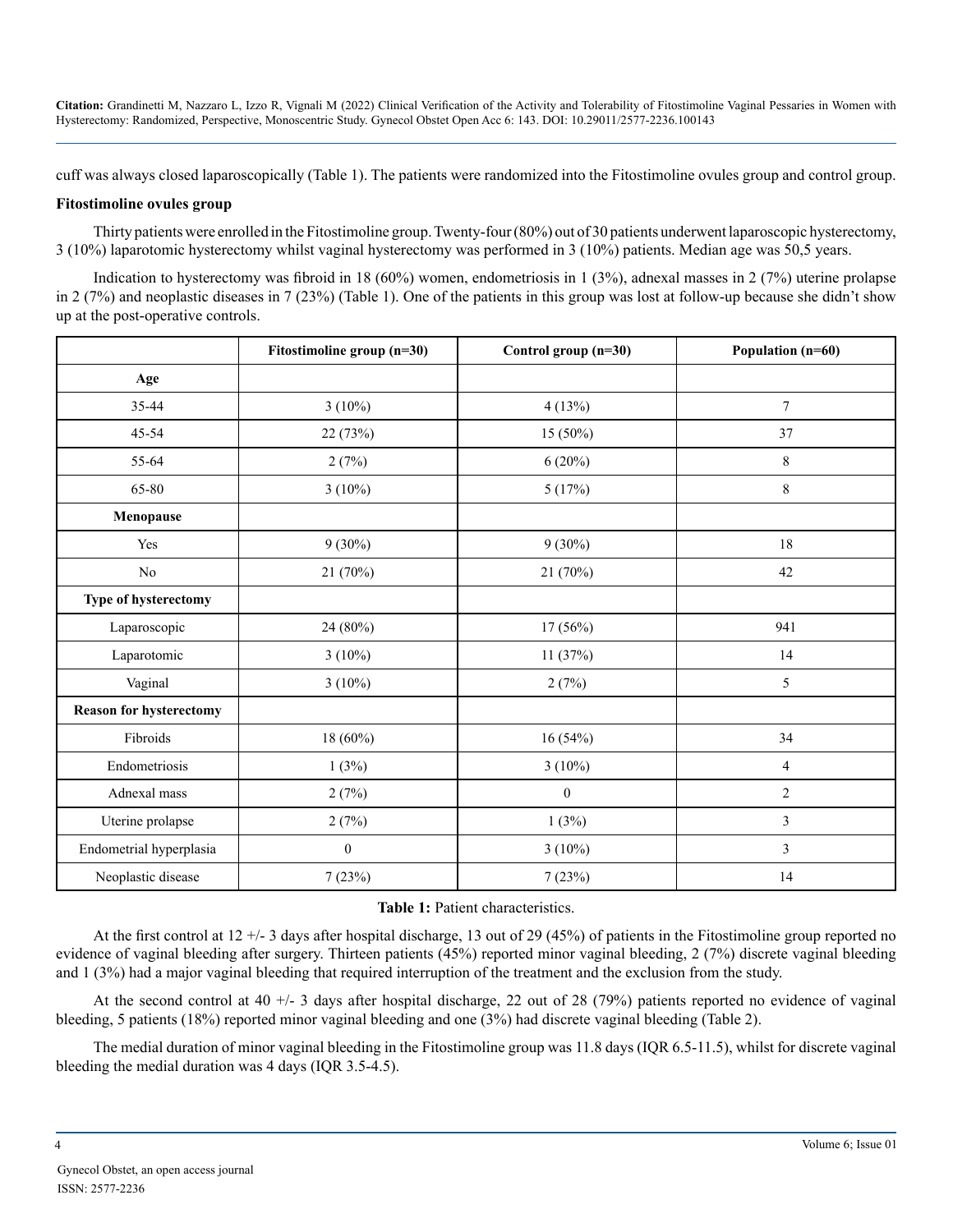cuff was always closed laparoscopically (Table 1). The patients were randomized into the Fitostimoline ovules group and control group.

**Fitostimoline ovules group**

Thirty patients were enrolled in the Fitostimoline group. Twenty-four (80%) out of 30 patients underwent laparoscopic hysterectomy, 3 (10%) laparotomic hysterectomy whilst vaginal hysterectomy was performed in 3 (10%) patients. Median age was 50,5 years.

Indication to hysterectomy was fibroid in 18 (60%) women, endometriosis in 1 (3%), adnexal masses in 2 (7%) uterine prolapse in 2 (7%) and neoplastic diseases in 7 (23%) (Table 1). One of the patients in this group was lost at follow-up because she didn't show up at the post-operative controls.

| | Fitostimoline group (n=30) | Control group (n=30) | Population (n=60) |
|---|---|---|---|
| **Age** | | | |
| 35-44 | 3 (10%) | 4 (13%) | 7 |
| 45-54 | 22 (73%) | 15 (50%) | 37 |
| 55-64 | 2 (7%) | 6 (20%) | 8 |
| 65-80 | 3 (10%) | 5 (17%) | 8 |
| **Menopause** | | | |
| Yes | 9 (30%) | 9 (30%) | 18 |
| No | 21 (70%) | 21 (70%) | 42 |
| **Type of hysterectomy** | | | |
| Laparoscopic | 24 (80%) | 17 (56%) | 941 |
| Laparotomic | 3 (10%) | 11 (37%) | 14 |
| Vaginal | 3 (10%) | 2 (7%) | 5 |
| **Reason for hysterectomy** | | | |
| Fibroids | 18 (60%) | 16 (54%) | 34 |
| Endometriosis | 1 (3%) | 3 (10%) | 4 |
| Adnexal mass | 2 (7%) | 0 | 2 |
| Uterine prolapse | 2 (7%) | 1 (3%) | 3 |
| Endometrial hyperplasia | 0 | 3 (10%) | 3 |
| Neoplastic disease | 7 (23%) | 7 (23%) | 14 |

**Table 1:** Patient characteristics.

At the first control at 12 +/- 3 days after hospital discharge, 13 out of 29 (45%) of patients in the Fitostimoline group reported no evidence of vaginal bleeding after surgery. Thirteen patients (45%) reported minor vaginal bleeding, 2 (7%) discrete vaginal bleeding and 1 (3%) had a major vaginal bleeding that required interruption of the treatment and the exclusion from the study.

At the second control at 40 +/- 3 days after hospital discharge, 22 out of 28 (79%) patients reported no evidence of vaginal bleeding, 5 patients (18%) reported minor vaginal bleeding and one (3%) had discrete vaginal bleeding (Table 2).

The medial duration of minor vaginal bleeding in the Fitostimoline group was 11.8 days (IQR 6.5-11.5), whilst for discrete vaginal bleeding the medial duration was 4 days (IQR 3.5-4.5).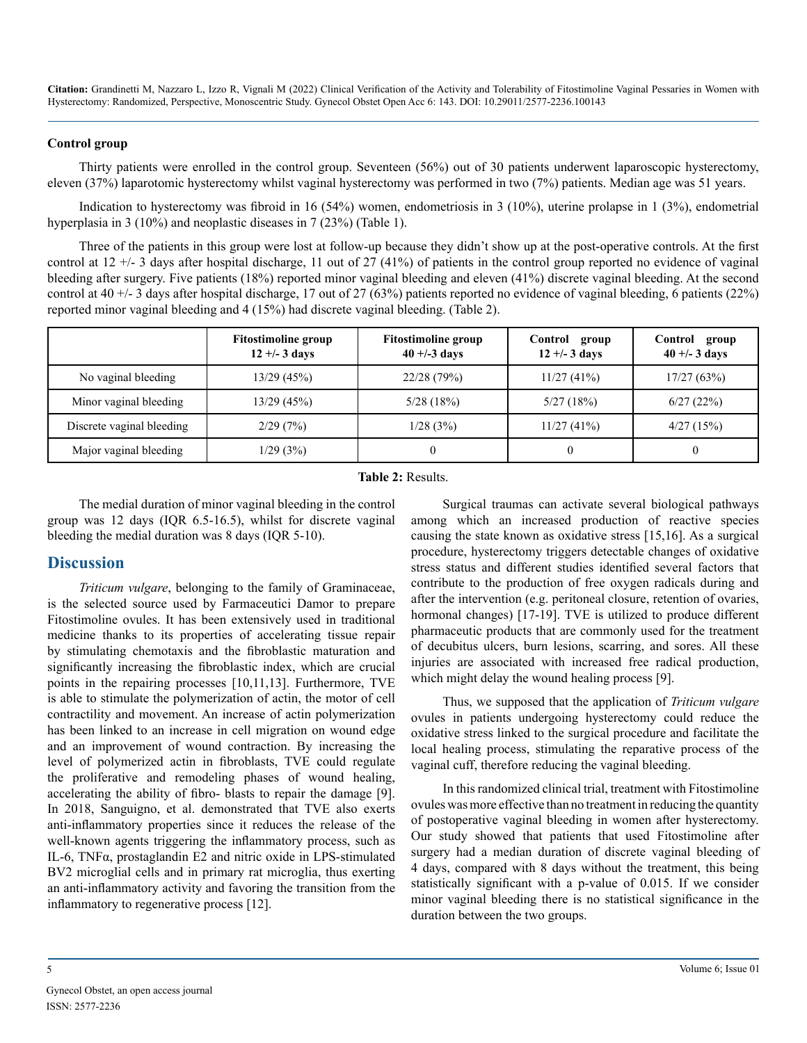**Control group**

Thirty patients were enrolled in the control group. Seventeen (56%) out of 30 patients underwent laparoscopic hysterectomy, eleven (37%) laparotomic hysterectomy whilst vaginal hysterectomy was performed in two (7%) patients. Median age was 51 years.

Indication to hysterectomy was fibroid in 16 (54%) women, endometriosis in 3 (10%), uterine prolapse in 1 (3%), endometrial hyperplasia in 3 (10%) and neoplastic diseases in 7 (23%) (Table 1).

Three of the patients in this group were lost at follow-up because they didn't show up at the post-operative controls. At the first control at 12 +/- 3 days after hospital discharge, 11 out of 27 (41%) of patients in the control group reported no evidence of vaginal bleeding after surgery. Five patients (18%) reported minor vaginal bleeding and eleven (41%) discrete vaginal bleeding. At the second control at 40 +/- 3 days after hospital discharge, 17 out of 27 (63%) patients reported no evidence of vaginal bleeding, 6 patients (22%) reported minor vaginal bleeding and 4 (15%) had discrete vaginal bleeding. (Table 2).

| | Fitostimoline group 12 +/- 3 days | Fitostimoline group 40 +/-3 days | Control group 12 +/- 3 days | Control group 40 +/- 3 days |
|---|---|---|---|---|
| No vaginal bleeding | 13/29 (45%) | 22/28 (79%) | 11/27 (41%) | 17/27 (63%) |
| Minor vaginal bleeding | 13/29 (45%) | 5/28 (18%) | 5/27 (18%) | 6/27 (22%) |
| Discrete vaginal bleeding | 2/29 (7%) | 1/28 (3%) | 11/27 (41%) | 4/27 (15%) |
| Major vaginal bleeding | 1/29 (3%) | 0 | 0 | 0 |

**Table 2:** Results.

The medial duration of minor vaginal bleeding in the control group was 12 days (IQR 6.5-16.5), whilst for discrete vaginal bleeding the medial duration was 8 days (IQR 5-10).

## Discussion

*Triticum vulgare*, belonging to the family of Graminaceae, is the selected source used by Farmaceutici Damor to prepare Fitostimoline ovules. It has been extensively used in traditional medicine thanks to its properties of accelerating tissue repair by stimulating chemotaxis and the fibroblastic maturation and significantly increasing the fibroblastic index, which are crucial points in the repairing processes [10,11,13]. Furthermore, TVE is able to stimulate the polymerization of actin, the motor of cell contractility and movement. An increase of actin polymerization has been linked to an increase in cell migration on wound edge and an improvement of wound contraction. By increasing the level of polymerized actin in fibroblasts, TVE could regulate the proliferative and remodeling phases of wound healing, accelerating the ability of fibro- blasts to repair the damage [9]. In 2018, Sanguigno, et al. demonstrated that TVE also exerts anti-inflammatory properties since it reduces the release of the well-known agents triggering the inflammatory process, such as IL-6, TNFα, prostaglandin E2 and nitric oxide in LPS-stimulated BV2 microglial cells and in primary rat microglia, thus exerting an anti-inflammatory activity and favoring the transition from the inflammatory to regenerative process [12].

Surgical traumas can activate several biological pathways among which an increased production of reactive species causing the state known as oxidative stress [15,16]. As a surgical procedure, hysterectomy triggers detectable changes of oxidative stress status and different studies identified several factors that contribute to the production of free oxygen radicals during and after the intervention (e.g. peritoneal closure, retention of ovaries, hormonal changes) [17-19]. TVE is utilized to produce different pharmaceutic products that are commonly used for the treatment of decubitus ulcers, burn lesions, scarring, and sores. All these injuries are associated with increased free radical production, which might delay the wound healing process [9].

Thus, we supposed that the application of *Triticum vulgare* ovules in patients undergoing hysterectomy could reduce the oxidative stress linked to the surgical procedure and facilitate the local healing process, stimulating the reparative process of the vaginal cuff, therefore reducing the vaginal bleeding.

In this randomized clinical trial, treatment with Fitostimoline ovules was more effective than no treatment in reducing the quantity of postoperative vaginal bleeding in women after hysterectomy. Our study showed that patients that used Fitostimoline after surgery had a median duration of discrete vaginal bleeding of 4 days, compared with 8 days without the treatment, this being statistically significant with a p-value of 0.015. If we consider minor vaginal bleeding there is no statistical significance in the duration between the two groups.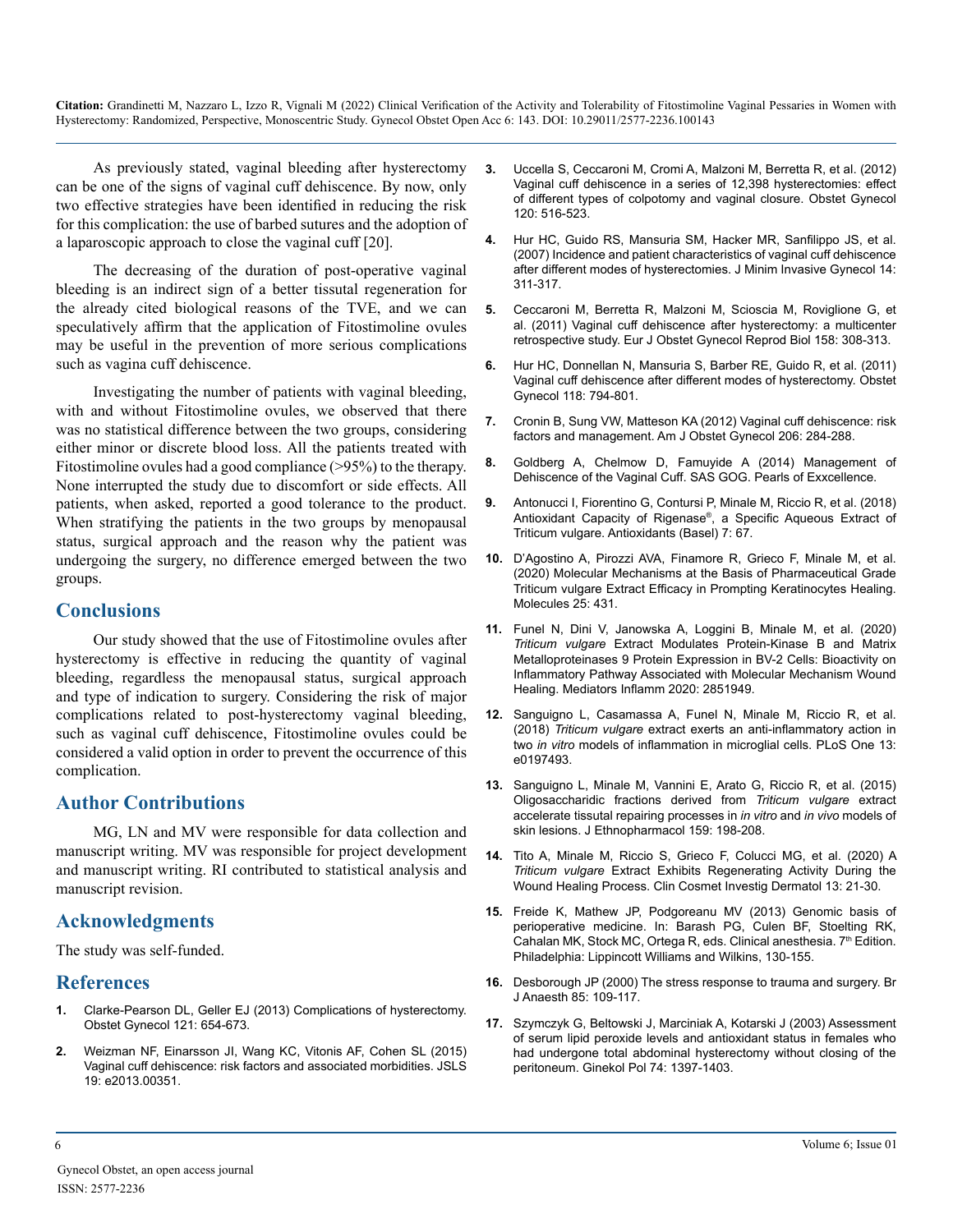As previously stated, vaginal bleeding after hysterectomy can be one of the signs of vaginal cuff dehiscence. By now, only two effective strategies have been identified in reducing the risk for this complication: the use of barbed sutures and the adoption of a laparoscopic approach to close the vaginal cuff [20].

The decreasing of the duration of post-operative vaginal bleeding is an indirect sign of a better tissutal regeneration for the already cited biological reasons of the TVE, and we can speculatively affirm that the application of Fitostimoline ovules may be useful in the prevention of more serious complications such as vagina cuff dehiscence.

Investigating the number of patients with vaginal bleeding, with and without Fitostimoline ovules, we observed that there was no statistical difference between the two groups, considering either minor or discrete blood loss. All the patients treated with Fitostimoline ovules had a good compliance (>95%) to the therapy. None interrupted the study due to discomfort or side effects. All patients, when asked, reported a good tolerance to the product. When stratifying the patients in the two groups by menopausal status, surgical approach and the reason why the patient was undergoing the surgery, no difference emerged between the two groups.

## Conclusions

Our study showed that the use of Fitostimoline ovules after hysterectomy is effective in reducing the quantity of vaginal bleeding, regardless the menopausal status, surgical approach and type of indication to surgery. Considering the risk of major complications related to post-hysterectomy vaginal bleeding, such as vaginal cuff dehiscence, Fitostimoline ovules could be considered a valid option in order to prevent the occurrence of this complication.

## Author Contributions

MG, LN and MV were responsible for data collection and manuscript writing. MV was responsible for project development and manuscript writing. RI contributed to statistical analysis and manuscript revision.

## Acknowledgments

The study was self-funded.

## References

1. Clarke-Pearson DL, Geller EJ (2013) Complications of hysterectomy. Obstet Gynecol 121: 654-673.
2. Weizman NF, Einarsson JI, Wang KC, Vitonis AF, Cohen SL (2015) Vaginal cuff dehiscence: risk factors and associated morbidities. JSLS 19: e2013.00351.
3. Uccella S, Ceccaroni M, Cromi A, Malzoni M, Berretta R, et al. (2012) Vaginal cuff dehiscence in a series of 12,398 hysterectomies: effect of different types of colpotomy and vaginal closure. Obstet Gynecol 120: 516-523.
4. Hur HC, Guido RS, Mansuria SM, Hacker MR, Sanfilippo JS, et al. (2007) Incidence and patient characteristics of vaginal cuff dehiscence after different modes of hysterectomies. J Minim Invasive Gynecol 14: 311-317.
5. Ceccaroni M, Berretta R, Malzoni M, Scioscia M, Roviglione G, et al. (2011) Vaginal cuff dehiscence after hysterectomy: a multicenter retrospective study. Eur J Obstet Gynecol Reprod Biol 158: 308-313.
6. Hur HC, Donnellan N, Mansuria S, Barber RE, Guido R, et al. (2011) Vaginal cuff dehiscence after different modes of hysterectomy. Obstet Gynecol 118: 794-801.
7. Cronin B, Sung VW, Matteson KA (2012) Vaginal cuff dehiscence: risk factors and management. Am J Obstet Gynecol 206: 284-288.
8. Goldberg A, Chelmow D, Famuyide A (2014) Management of Dehiscence of the Vaginal Cuff. SAS GOG. Pearls of Exxcellence.
9. Antonucci I, Fiorentino G, Contursi P, Minale M, Riccio R, et al. (2018) Antioxidant Capacity of Rigenase®, a Specific Aqueous Extract of Triticum vulgare. Antioxidants (Basel) 7: 67.
10. D'Agostino A, Pirozzi AVA, Finamore R, Grieco F, Minale M, et al. (2020) Molecular Mechanisms at the Basis of Pharmaceutical Grade Triticum vulgare Extract Efficacy in Prompting Keratinocytes Healing. Molecules 25: 431.
11. Funel N, Dini V, Janowska A, Loggini B, Minale M, et al. (2020) *Triticum vulgare* Extract Modulates Protein-Kinase B and Matrix Metalloproteinases 9 Protein Expression in BV-2 Cells: Bioactivity on Inflammatory Pathway Associated with Molecular Mechanism Wound Healing. Mediators Inflamm 2020: 2851949.
12. Sanguigno L, Casamassa A, Funel N, Minale M, Riccio R, et al. (2018) *Triticum vulgare* extract exerts an anti-inflammatory action in two *in vitro* models of inflammation in microglial cells. PLoS One 13: e0197493.
13. Sanguigno L, Minale M, Vannini E, Arato G, Riccio R, et al. (2015) Oligosaccharidic fractions derived from *Triticum vulgare* extract accelerate tissutal repairing processes in *in vitro* and *in vivo* models of skin lesions. J Ethnopharmacol 159: 198-208.
14. Tito A, Minale M, Riccio S, Grieco F, Colucci MG, et al. (2020) A *Triticum vulgare* Extract Exhibits Regenerating Activity During the Wound Healing Process. Clin Cosmet Investig Dermatol 13: 21-30.
15. Freide K, Mathew JP, Podgoreanu MV (2013) Genomic basis of perioperative medicine. In: Barash PG, Culen BF, Stoelting RK, Cahalan MK, Stock MC, Ortega R, eds. Clinical anesthesia. 7th Edition. Philadelphia: Lippincott Williams and Wilkins, 130-155.
16. Desborough JP (2000) The stress response to trauma and surgery. Br J Anaesth 85: 109-117.
17. Szymczyk G, Beltowski J, Marciniak A, Kotarski J (2003) Assessment of serum lipid peroxide levels and antioxidant status in females who had undergone total abdominal hysterectomy without closing of the peritoneum. Ginekol Pol 74: 1397-1403.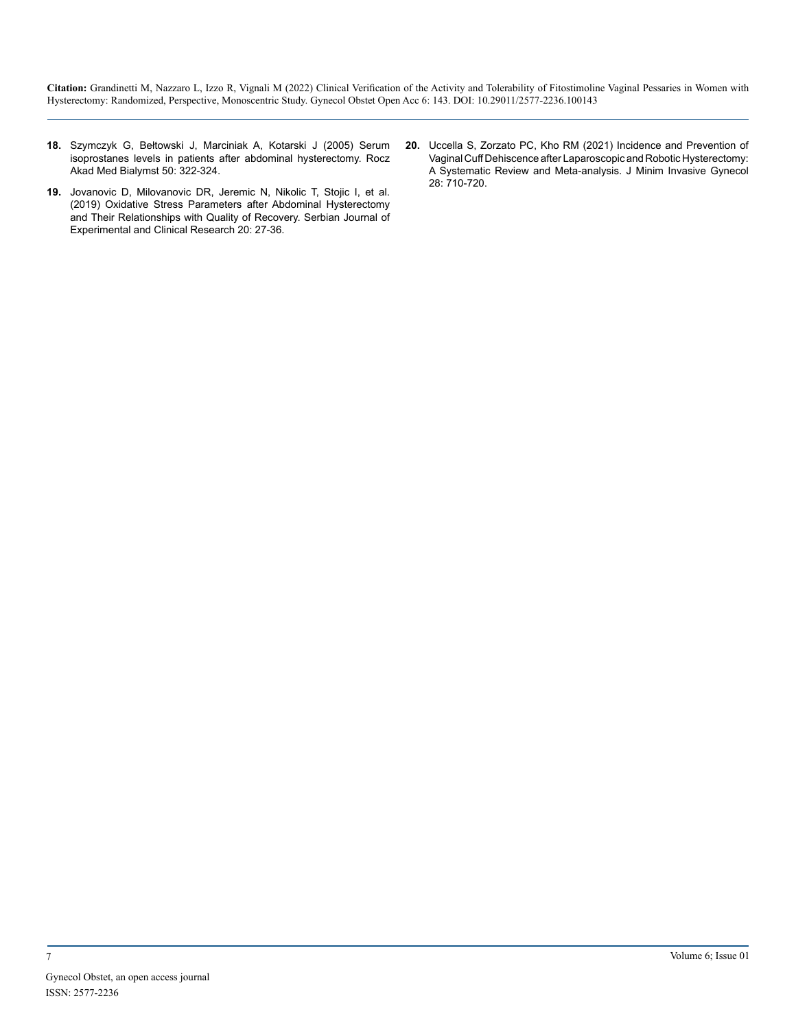18. Szymczyk G, Bełtowski J, Marciniak A, Kotarski J (2005) Serum isoprostanes levels in patients after abdominal hysterectomy. Rocz Akad Med Bialymst 50: 322-324.

19. Jovanovic D, Milovanovic DR, Jeremic N, Nikolic T, Stojic I, et al. (2019) Oxidative Stress Parameters after Abdominal Hysterectomy and Their Relationships with Quality of Recovery. Serbian Journal of Experimental and Clinical Research 20: 27-36.

20. Uccella S, Zorzato PC, Kho RM (2021) Incidence and Prevention of Vaginal Cuff Dehiscence after Laparoscopic and Robotic Hysterectomy: A Systematic Review and Meta-analysis. J Minim Invasive Gynecol 28: 710-720.